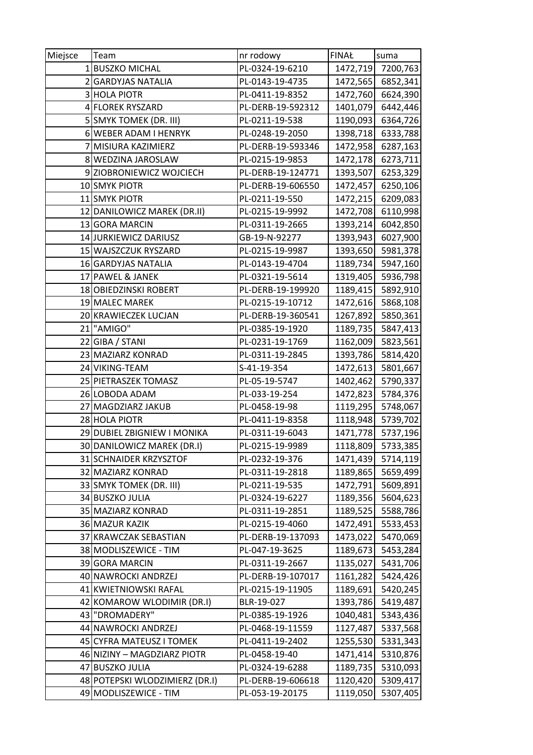| Miejsce | Team | nr rodowy | FINAŁ | suma |
|---|---|---|---|---|
| 1 | BUSZKO MICHAL | PL-0324-19-6210 | 1472,719 | 7200,763 |
| 2 | GARDYJAS NATALIA | PL-0143-19-4735 | 1472,565 | 6852,341 |
| 3 | HOLA PIOTR | PL-0411-19-8352 | 1472,760 | 6624,390 |
| 4 | FLOREK RYSZARD | PL-DERB-19-592312 | 1401,079 | 6442,446 |
| 5 | SMYK TOMEK (DR. III) | PL-0211-19-538 | 1190,093 | 6364,726 |
| 6 | WEBER ADAM I HENRYK | PL-0248-19-2050 | 1398,718 | 6333,788 |
| 7 | MISIURA KAZIMIERZ | PL-DERB-19-593346 | 1472,958 | 6287,163 |
| 8 | WEDZINA JAROSLAW | PL-0215-19-9853 | 1472,178 | 6273,711 |
| 9 | ZIOBRONIEWICZ WOJCIECH | PL-DERB-19-124771 | 1393,507 | 6253,329 |
| 10 | SMYK PIOTR | PL-DERB-19-606550 | 1472,457 | 6250,106 |
| 11 | SMYK PIOTR | PL-0211-19-550 | 1472,215 | 6209,083 |
| 12 | DANILOWICZ MAREK (DR.II) | PL-0215-19-9992 | 1472,708 | 6110,998 |
| 13 | GORA MARCIN | PL-0311-19-2665 | 1393,214 | 6042,850 |
| 14 | JURKIEWICZ DARIUSZ | GB-19-N-92277 | 1393,943 | 6027,900 |
| 15 | WAJSZCZUK RYSZARD | PL-0215-19-9987 | 1393,650 | 5981,378 |
| 16 | GARDYJAS NATALIA | PL-0143-19-4704 | 1189,734 | 5947,160 |
| 17 | PAWEL & JANEK | PL-0321-19-5614 | 1319,405 | 5936,798 |
| 18 | OBIEDZINSKI ROBERT | PL-DERB-19-199920 | 1189,415 | 5892,910 |
| 19 | MALEC MAREK | PL-0215-19-10712 | 1472,616 | 5868,108 |
| 20 | KRAWIECZEK LUCJAN | PL-DERB-19-360541 | 1267,892 | 5850,361 |
| 21 | "AMIGO" | PL-0385-19-1920 | 1189,735 | 5847,413 |
| 22 | GIBA / STANI | PL-0231-19-1769 | 1162,009 | 5823,561 |
| 23 | MAZIARZ KONRAD | PL-0311-19-2845 | 1393,786 | 5814,420 |
| 24 | VIKING-TEAM | S-41-19-354 | 1472,613 | 5801,667 |
| 25 | PIETRASZEK TOMASZ | PL-05-19-5747 | 1402,462 | 5790,337 |
| 26 | LOBODA ADAM | PL-033-19-254 | 1472,823 | 5784,376 |
| 27 | MAGDZIARZ JAKUB | PL-0458-19-98 | 1119,295 | 5748,067 |
| 28 | HOLA PIOTR | PL-0411-19-8358 | 1118,948 | 5739,702 |
| 29 | DUBIEL ZBIGNIEW I MONIKA | PL-0311-19-6043 | 1471,778 | 5737,196 |
| 30 | DANILOWICZ MAREK (DR.I) | PL-0215-19-9989 | 1118,809 | 5733,385 |
| 31 | SCHNAIDER KRZYSZTOF | PL-0232-19-376 | 1471,439 | 5714,119 |
| 32 | MAZIARZ KONRAD | PL-0311-19-2818 | 1189,865 | 5659,499 |
| 33 | SMYK TOMEK (DR. III) | PL-0211-19-535 | 1472,791 | 5609,891 |
| 34 | BUSZKO JULIA | PL-0324-19-6227 | 1189,356 | 5604,623 |
| 35 | MAZIARZ KONRAD | PL-0311-19-2851 | 1189,525 | 5588,786 |
| 36 | MAZUR KAZIK | PL-0215-19-4060 | 1472,491 | 5533,453 |
| 37 | KRAWCZAK SEBASTIAN | PL-DERB-19-137093 | 1473,022 | 5470,069 |
| 38 | MODLISZEWICE - TIM | PL-047-19-3625 | 1189,673 | 5453,284 |
| 39 | GORA MARCIN | PL-0311-19-2667 | 1135,027 | 5431,706 |
| 40 | NAWROCKI ANDRZEJ | PL-DERB-19-107017 | 1161,282 | 5424,426 |
| 41 | KWIETNIOWSKI RAFAL | PL-0215-19-11905 | 1189,691 | 5420,245 |
| 42 | KOMAROW WLODIMIR (DR.I) | BLR-19-027 | 1393,786 | 5419,487 |
| 43 | "DROMADERY" | PL-0385-19-1926 | 1040,481 | 5343,436 |
| 44 | NAWROCKI ANDRZEJ | PL-0468-19-11559 | 1127,487 | 5337,568 |
| 45 | CYFRA MATEUSZ I TOMEK | PL-0411-19-2402 | 1255,530 | 5331,343 |
| 46 | NIZINY – MAGDZIARZ PIOTR | PL-0458-19-40 | 1471,414 | 5310,876 |
| 47 | BUSZKO JULIA | PL-0324-19-6288 | 1189,735 | 5310,093 |
| 48 | POTEPSKI WLODZIMIERZ (DR.I) | PL-DERB-19-606618 | 1120,420 | 5309,417 |
| 49 | MODLISZEWICE - TIM | PL-053-19-20175 | 1119,050 | 5307,405 |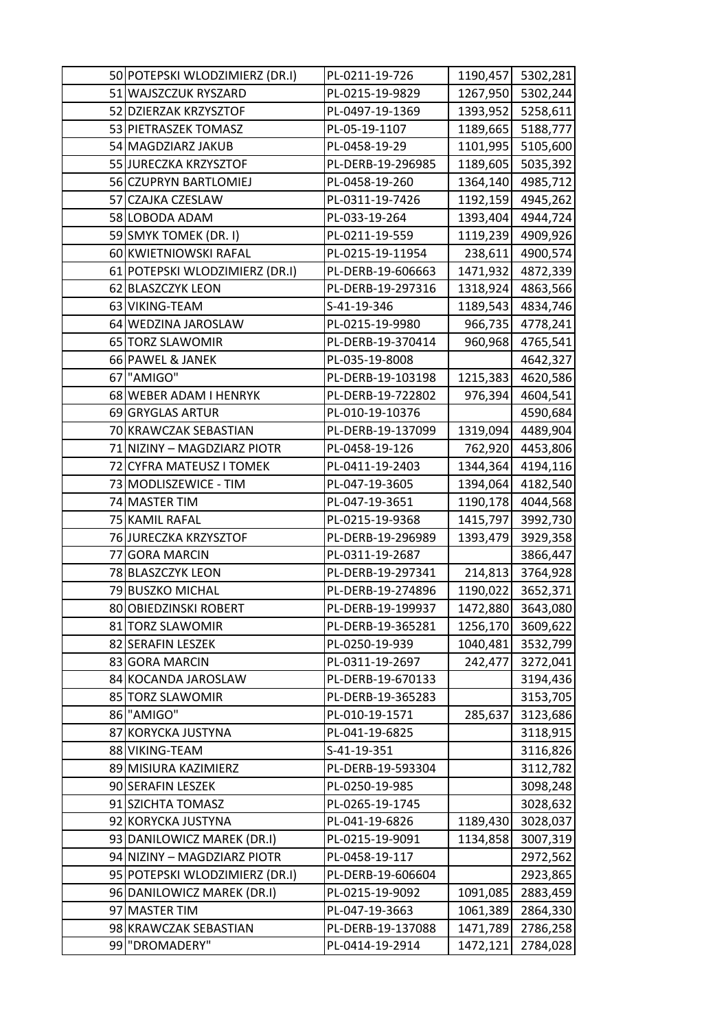| | | | | |
|---|---|---|---|---|
| 50 | POTEPSKI WLODZIMIERZ (DR.I) | PL-0211-19-726 | 1190,457 | 5302,281 |
| 51 | WAJSZCZUK RYSZARD | PL-0215-19-9829 | 1267,950 | 5302,244 |
| 52 | DZIERZAK KRZYSZTOF | PL-0497-19-1369 | 1393,952 | 5258,611 |
| 53 | PIETRASZEK TOMASZ | PL-05-19-1107 | 1189,665 | 5188,777 |
| 54 | MAGDZIARZ JAKUB | PL-0458-19-29 | 1101,995 | 5105,600 |
| 55 | JURECZKA KRZYSZTOF | PL-DERB-19-296985 | 1189,605 | 5035,392 |
| 56 | CZUPRYN BARTLOMIEJ | PL-0458-19-260 | 1364,140 | 4985,712 |
| 57 | CZAJKA CZESLAW | PL-0311-19-7426 | 1192,159 | 4945,262 |
| 58 | LOBODA ADAM | PL-033-19-264 | 1393,404 | 4944,724 |
| 59 | SMYK TOMEK (DR. I) | PL-0211-19-559 | 1119,239 | 4909,926 |
| 60 | KWIETNIOWSKI RAFAL | PL-0215-19-11954 | 238,611 | 4900,574 |
| 61 | POTEPSKI WLODZIMIERZ (DR.I) | PL-DERB-19-606663 | 1471,932 | 4872,339 |
| 62 | BLASZCZYK LEON | PL-DERB-19-297316 | 1318,924 | 4863,566 |
| 63 | VIKING-TEAM | S-41-19-346 | 1189,543 | 4834,746 |
| 64 | WEDZINA JAROSLAW | PL-0215-19-9980 | 966,735 | 4778,241 |
| 65 | TORZ SLAWOMIR | PL-DERB-19-370414 | 960,968 | 4765,541 |
| 66 | PAWEL & JANEK | PL-035-19-8008 | | 4642,327 |
| 67 | "AMIGO" | PL-DERB-19-103198 | 1215,383 | 4620,586 |
| 68 | WEBER ADAM I HENRYK | PL-DERB-19-722802 | 976,394 | 4604,541 |
| 69 | GRYGLAS ARTUR | PL-010-19-10376 | | 4590,684 |
| 70 | KRAWCZAK SEBASTIAN | PL-DERB-19-137099 | 1319,094 | 4489,904 |
| 71 | NIZINY – MAGDZIARZ PIOTR | PL-0458-19-126 | 762,920 | 4453,806 |
| 72 | CYFRA MATEUSZ I TOMEK | PL-0411-19-2403 | 1344,364 | 4194,116 |
| 73 | MODLISZEWICE - TIM | PL-047-19-3605 | 1394,064 | 4182,540 |
| 74 | MASTER TIM | PL-047-19-3651 | 1190,178 | 4044,568 |
| 75 | KAMIL RAFAL | PL-0215-19-9368 | 1415,797 | 3992,730 |
| 76 | JURECZKA KRZYSZTOF | PL-DERB-19-296989 | 1393,479 | 3929,358 |
| 77 | GORA MARCIN | PL-0311-19-2687 | | 3866,447 |
| 78 | BLASZCZYK LEON | PL-DERB-19-297341 | 214,813 | 3764,928 |
| 79 | BUSZKO MICHAL | PL-DERB-19-274896 | 1190,022 | 3652,371 |
| 80 | OBIEDZINSKI ROBERT | PL-DERB-19-199937 | 1472,880 | 3643,080 |
| 81 | TORZ SLAWOMIR | PL-DERB-19-365281 | 1256,170 | 3609,622 |
| 82 | SERAFIN LESZEK | PL-0250-19-939 | 1040,481 | 3532,799 |
| 83 | GORA MARCIN | PL-0311-19-2697 | 242,477 | 3272,041 |
| 84 | KOCANDA JAROSLAW | PL-DERB-19-670133 | | 3194,436 |
| 85 | TORZ SLAWOMIR | PL-DERB-19-365283 | | 3153,705 |
| 86 | "AMIGO" | PL-010-19-1571 | 285,637 | 3123,686 |
| 87 | KORYCKA JUSTYNA | PL-041-19-6825 | | 3118,915 |
| 88 | VIKING-TEAM | S-41-19-351 | | 3116,826 |
| 89 | MISIURA KAZIMIERZ | PL-DERB-19-593304 | | 3112,782 |
| 90 | SERAFIN LESZEK | PL-0250-19-985 | | 3098,248 |
| 91 | SZICHTA TOMASZ | PL-0265-19-1745 | | 3028,632 |
| 92 | KORYCKA JUSTYNA | PL-041-19-6826 | 1189,430 | 3028,037 |
| 93 | DANILOWICZ MAREK (DR.I) | PL-0215-19-9091 | 1134,858 | 3007,319 |
| 94 | NIZINY – MAGDZIARZ PIOTR | PL-0458-19-117 | | 2972,562 |
| 95 | POTEPSKI WLODZIMIERZ (DR.I) | PL-DERB-19-606604 | | 2923,865 |
| 96 | DANILOWICZ MAREK (DR.I) | PL-0215-19-9092 | 1091,085 | 2883,459 |
| 97 | MASTER TIM | PL-047-19-3663 | 1061,389 | 2864,330 |
| 98 | KRAWCZAK SEBASTIAN | PL-DERB-19-137088 | 1471,789 | 2786,258 |
| 99 | "DROMADERY" | PL-0414-19-2914 | 1472,121 | 2784,028 |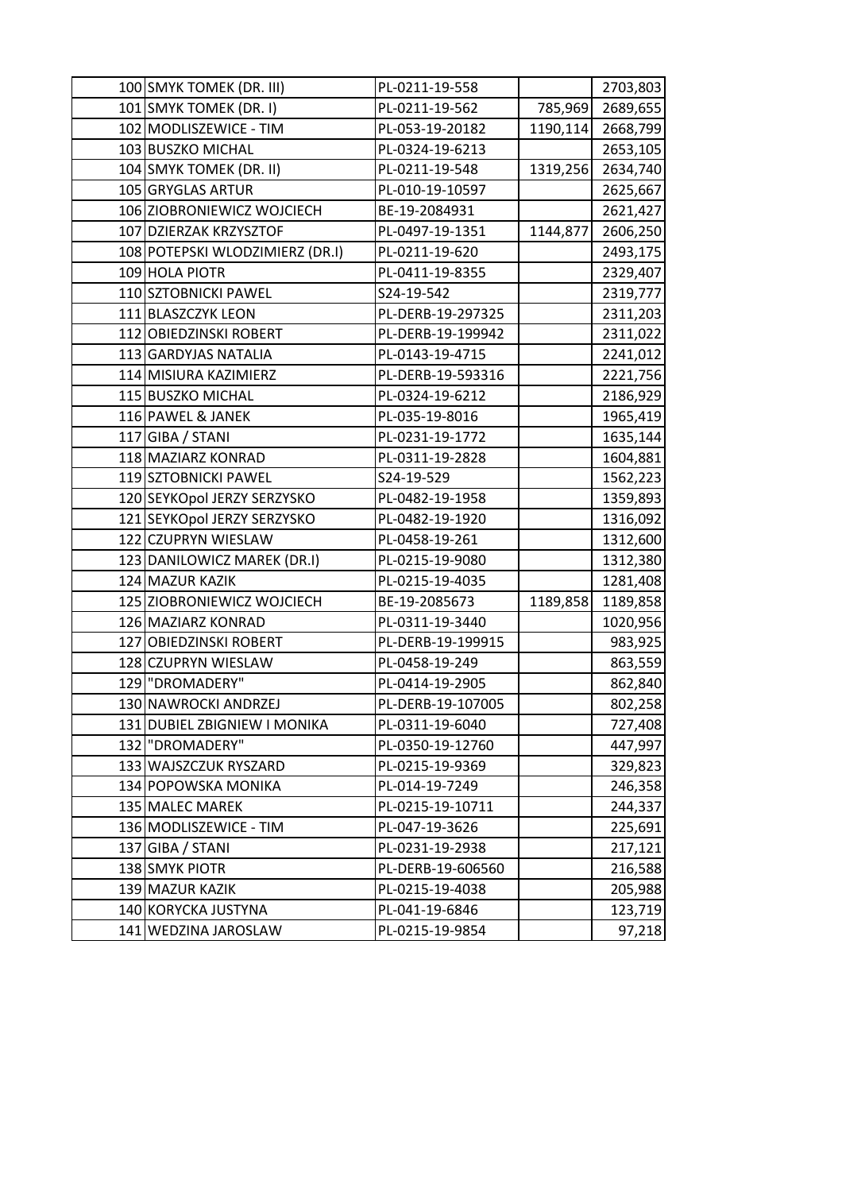| | | | | |
|---|---|---|---|---|
| 100 | SMYK TOMEK (DR. III) | PL-0211-19-558 | | 2703,803 |
| 101 | SMYK TOMEK (DR. I) | PL-0211-19-562 | 785,969 | 2689,655 |
| 102 | MODLISZEWICE - TIM | PL-053-19-20182 | 1190,114 | 2668,799 |
| 103 | BUSZKO MICHAL | PL-0324-19-6213 | | 2653,105 |
| 104 | SMYK TOMEK (DR. II) | PL-0211-19-548 | 1319,256 | 2634,740 |
| 105 | GRYGLAS ARTUR | PL-010-19-10597 | | 2625,667 |
| 106 | ZIOBRONIEWICZ WOJCIECH | BE-19-2084931 | | 2621,427 |
| 107 | DZIERZAK KRZYSZTOF | PL-0497-19-1351 | 1144,877 | 2606,250 |
| 108 | POTEPSKI WLODZIMIERZ (DR.I) | PL-0211-19-620 | | 2493,175 |
| 109 | HOLA PIOTR | PL-0411-19-8355 | | 2329,407 |
| 110 | SZTOBNICKI PAWEL | S24-19-542 | | 2319,777 |
| 111 | BLASZCZYK LEON | PL-DERB-19-297325 | | 2311,203 |
| 112 | OBIEDZINSKI ROBERT | PL-DERB-19-199942 | | 2311,022 |
| 113 | GARDYJAS NATALIA | PL-0143-19-4715 | | 2241,012 |
| 114 | MISIURA KAZIMIERZ | PL-DERB-19-593316 | | 2221,756 |
| 115 | BUSZKO MICHAL | PL-0324-19-6212 | | 2186,929 |
| 116 | PAWEL & JANEK | PL-035-19-8016 | | 1965,419 |
| 117 | GIBA / STANI | PL-0231-19-1772 | | 1635,144 |
| 118 | MAZIARZ KONRAD | PL-0311-19-2828 | | 1604,881 |
| 119 | SZTOBNICKI PAWEL | S24-19-529 | | 1562,223 |
| 120 | SEYKOpol JERZY SERZYSKO | PL-0482-19-1958 | | 1359,893 |
| 121 | SEYKOpol JERZY SERZYSKO | PL-0482-19-1920 | | 1316,092 |
| 122 | CZUPRYN WIESLAW | PL-0458-19-261 | | 1312,600 |
| 123 | DANILOWICZ MAREK (DR.I) | PL-0215-19-9080 | | 1312,380 |
| 124 | MAZUR KAZIK | PL-0215-19-4035 | | 1281,408 |
| 125 | ZIOBRONIEWICZ WOJCIECH | BE-19-2085673 | 1189,858 | 1189,858 |
| 126 | MAZIARZ KONRAD | PL-0311-19-3440 | | 1020,956 |
| 127 | OBIEDZINSKI ROBERT | PL-DERB-19-199915 | | 983,925 |
| 128 | CZUPRYN WIESLAW | PL-0458-19-249 | | 863,559 |
| 129 | "DROMADERY" | PL-0414-19-2905 | | 862,840 |
| 130 | NAWROCKI ANDRZEJ | PL-DERB-19-107005 | | 802,258 |
| 131 | DUBIEL ZBIGNIEW I MONIKA | PL-0311-19-6040 | | 727,408 |
| 132 | "DROMADERY" | PL-0350-19-12760 | | 447,997 |
| 133 | WAJSZCZUK RYSZARD | PL-0215-19-9369 | | 329,823 |
| 134 | POPOWSKA MONIKA | PL-014-19-7249 | | 246,358 |
| 135 | MALEC MAREK | PL-0215-19-10711 | | 244,337 |
| 136 | MODLISZEWICE - TIM | PL-047-19-3626 | | 225,691 |
| 137 | GIBA / STANI | PL-0231-19-2938 | | 217,121 |
| 138 | SMYK PIOTR | PL-DERB-19-606560 | | 216,588 |
| 139 | MAZUR KAZIK | PL-0215-19-4038 | | 205,988 |
| 140 | KORYCKA JUSTYNA | PL-041-19-6846 | | 123,719 |
| 141 | WEDZINA JAROSLAW | PL-0215-19-9854 | | 97,218 |